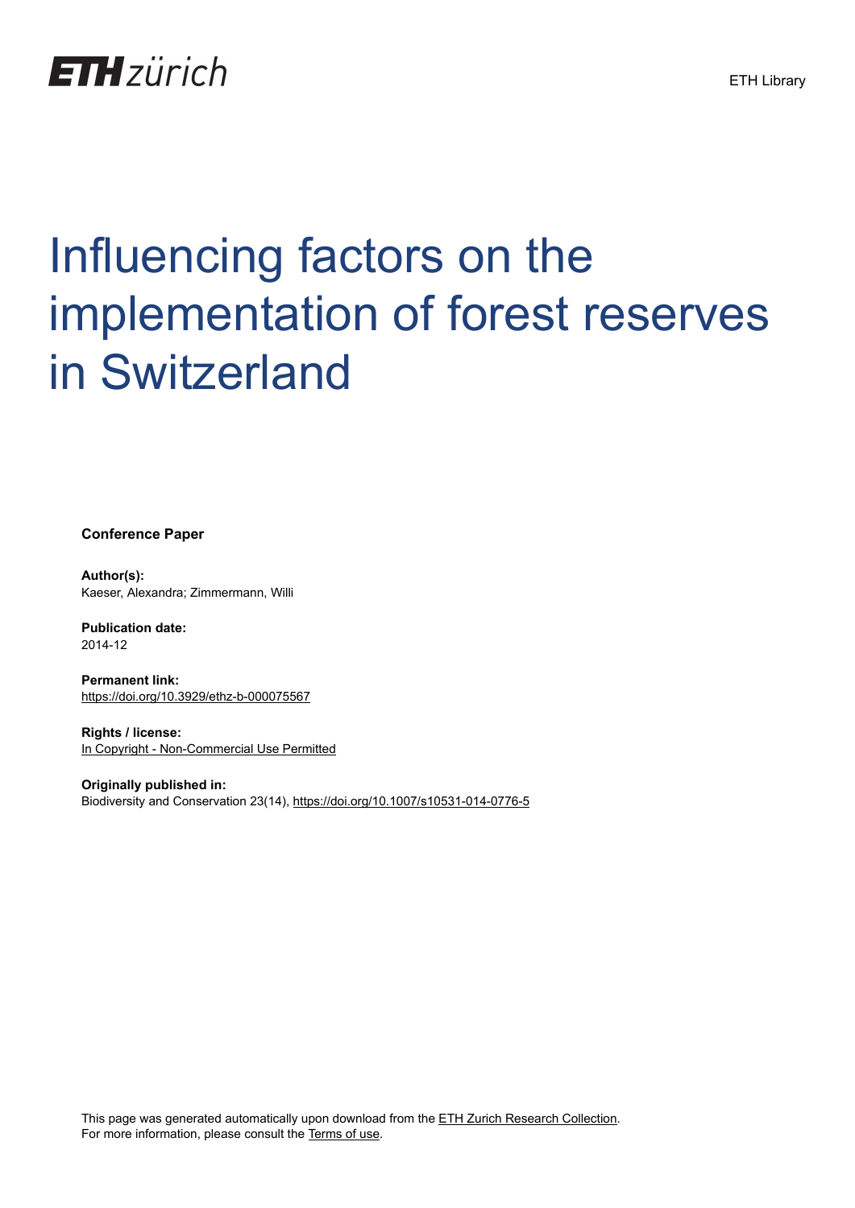# Influencing factors on the implementation of forest reserves in Switzerland

**Conference Paper**

**Author(s):**
Kaeser, Alexandra; Zimmermann, Willi

**Publication date:**
2014-12

**Permanent link:**
https://doi.org/10.3929/ethz-b-000075567

**Rights / license:**
In Copyright - Non-Commercial Use Permitted

**Originally published in:**
Biodiversity and Conservation 23(14), https://doi.org/10.1007/s10531-014-0776-5

This page was generated automatically upon download from the ETH Zurich Research Collection.
For more information, please consult the Terms of use.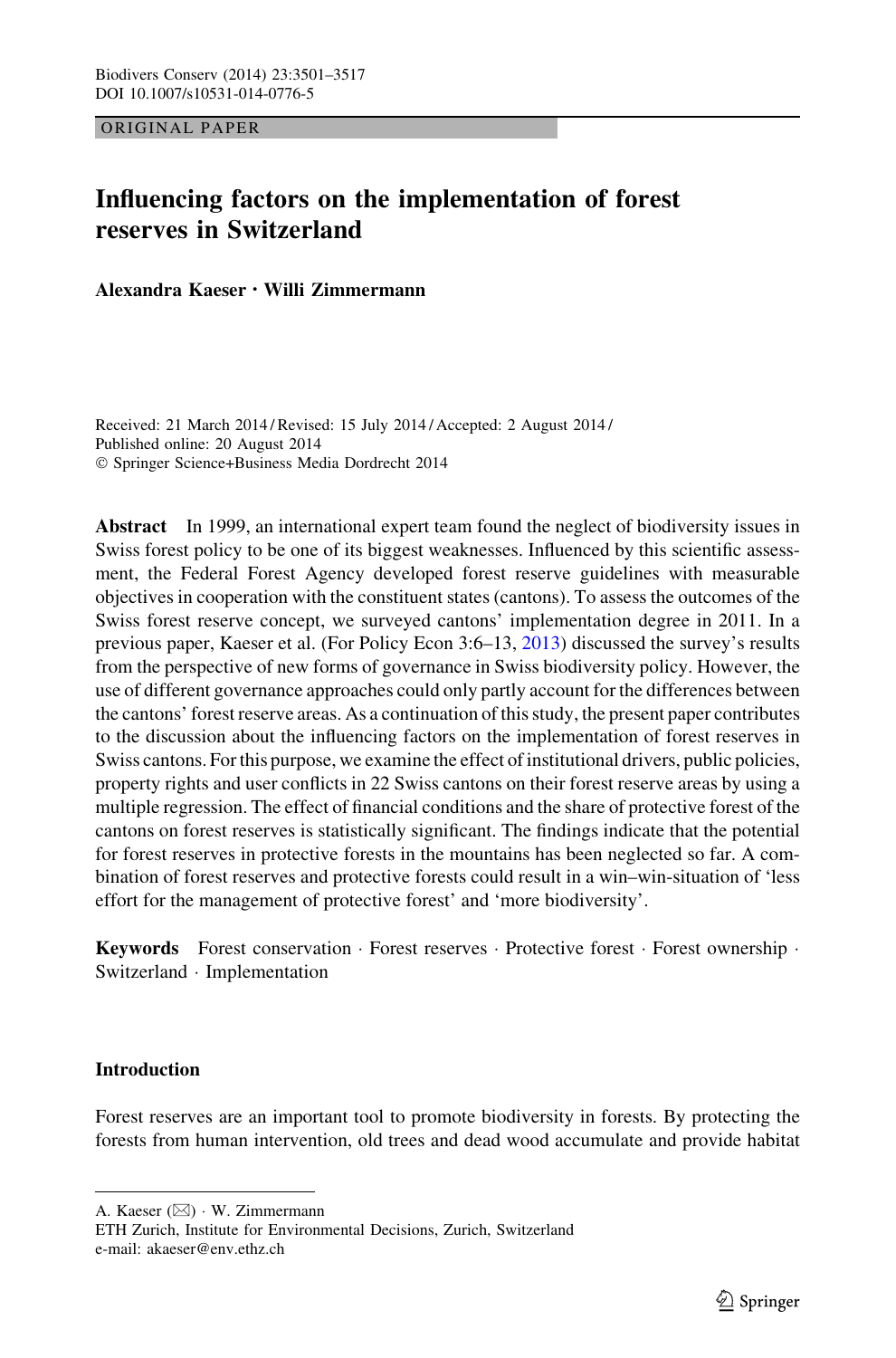ORIGINAL PAPER

# Influencing factors on the implementation of forest reserves in Switzerland

**Alexandra Kaeser · Willi Zimmermann**

Received: 21 March 2014 / Revised: 15 July 2014 / Accepted: 2 August 2014 / Published online: 20 August 2014
© Springer Science+Business Media Dordrecht 2014

**Abstract** In 1999, an international expert team found the neglect of biodiversity issues in Swiss forest policy to be one of its biggest weaknesses. Influenced by this scientific assessment, the Federal Forest Agency developed forest reserve guidelines with measurable objectives in cooperation with the constituent states (cantons). To assess the outcomes of the Swiss forest reserve concept, we surveyed cantons' implementation degree in 2011. In a previous paper, Kaeser et al. (For Policy Econ 3:6–13, 2013) discussed the survey's results from the perspective of new forms of governance in Swiss biodiversity policy. However, the use of different governance approaches could only partly account for the differences between the cantons' forest reserve areas. As a continuation of this study, the present paper contributes to the discussion about the influencing factors on the implementation of forest reserves in Swiss cantons. For this purpose, we examine the effect of institutional drivers, public policies, property rights and user conflicts in 22 Swiss cantons on their forest reserve areas by using a multiple regression. The effect of financial conditions and the share of protective forest of the cantons on forest reserves is statistically significant. The findings indicate that the potential for forest reserves in protective forests in the mountains has been neglected so far. A combination of forest reserves and protective forests could result in a win–win-situation of 'less effort for the management of protective forest' and 'more biodiversity'.

**Keywords** Forest conservation · Forest reserves · Protective forest · Forest ownership · Switzerland · Implementation

## Introduction

Forest reserves are an important tool to promote biodiversity in forests. By protecting the forests from human intervention, old trees and dead wood accumulate and provide habitat

---

A. Kaeser (✉) · W. Zimmermann
ETH Zurich, Institute for Environmental Decisions, Zurich, Switzerland
e-mail: akaeser@env.ethz.ch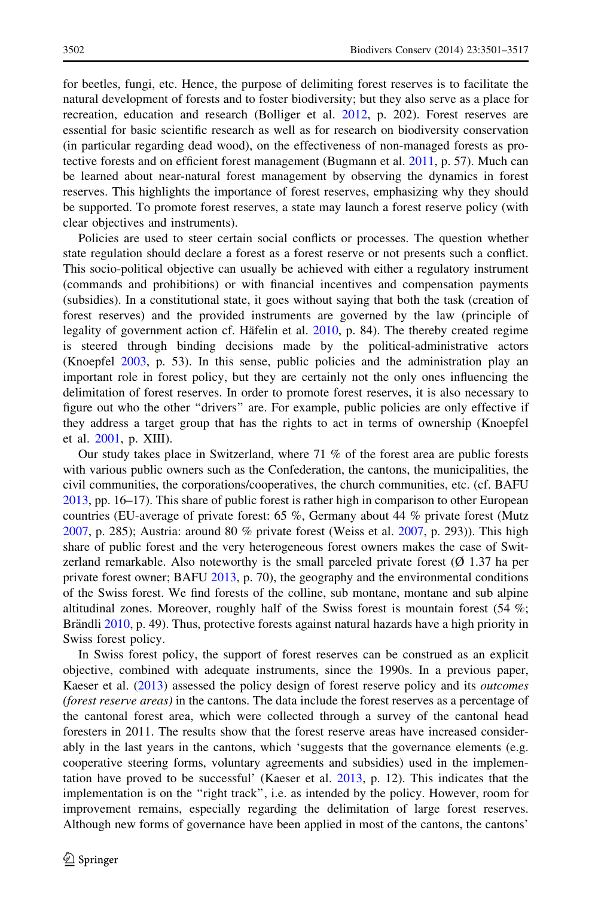for beetles, fungi, etc. Hence, the purpose of delimiting forest reserves is to facilitate the natural development of forests and to foster biodiversity; but they also serve as a place for recreation, education and research (Bolliger et al. 2012, p. 202). Forest reserves are essential for basic scientific research as well as for research on biodiversity conservation (in particular regarding dead wood), on the effectiveness of non-managed forests as protective forests and on efficient forest management (Bugmann et al. 2011, p. 57). Much can be learned about near-natural forest management by observing the dynamics in forest reserves. This highlights the importance of forest reserves, emphasizing why they should be supported. To promote forest reserves, a state may launch a forest reserve policy (with clear objectives and instruments).

Policies are used to steer certain social conflicts or processes. The question whether state regulation should declare a forest as a forest reserve or not presents such a conflict. This socio-political objective can usually be achieved with either a regulatory instrument (commands and prohibitions) or with financial incentives and compensation payments (subsidies). In a constitutional state, it goes without saying that both the task (creation of forest reserves) and the provided instruments are governed by the law (principle of legality of government action cf. Häfelin et al. 2010, p. 84). The thereby created regime is steered through binding decisions made by the political-administrative actors (Knoepfel 2003, p. 53). In this sense, public policies and the administration play an important role in forest policy, but they are certainly not the only ones influencing the delimitation of forest reserves. In order to promote forest reserves, it is also necessary to figure out who the other "drivers" are. For example, public policies are only effective if they address a target group that has the rights to act in terms of ownership (Knoepfel et al. 2001, p. XIII).

Our study takes place in Switzerland, where 71 % of the forest area are public forests with various public owners such as the Confederation, the cantons, the municipalities, the civil communities, the corporations/cooperatives, the church communities, etc. (cf. BAFU 2013, pp. 16–17). This share of public forest is rather high in comparison to other European countries (EU-average of private forest: 65 %, Germany about 44 % private forest (Mutz 2007, p. 285); Austria: around 80 % private forest (Weiss et al. 2007, p. 293)). This high share of public forest and the very heterogeneous forest owners makes the case of Switzerland remarkable. Also noteworthy is the small parceled private forest (Ø 1.37 ha per private forest owner; BAFU 2013, p. 70), the geography and the environmental conditions of the Swiss forest. We find forests of the colline, sub montane, montane and sub alpine altitudinal zones. Moreover, roughly half of the Swiss forest is mountain forest (54 %; Brändli 2010, p. 49). Thus, protective forests against natural hazards have a high priority in Swiss forest policy.

In Swiss forest policy, the support of forest reserves can be construed as an explicit objective, combined with adequate instruments, since the 1990s. In a previous paper, Kaeser et al. (2013) assessed the policy design of forest reserve policy and its *outcomes (forest reserve areas)* in the cantons. The data include the forest reserves as a percentage of the cantonal forest area, which were collected through a survey of the cantonal head foresters in 2011. The results show that the forest reserve areas have increased considerably in the last years in the cantons, which 'suggests that the governance elements (e.g. cooperative steering forms, voluntary agreements and subsidies) used in the implementation have proved to be successful' (Kaeser et al. 2013, p. 12). This indicates that the implementation is on the "right track", i.e. as intended by the policy. However, room for improvement remains, especially regarding the delimitation of large forest reserves. Although new forms of governance have been applied in most of the cantons, the cantons'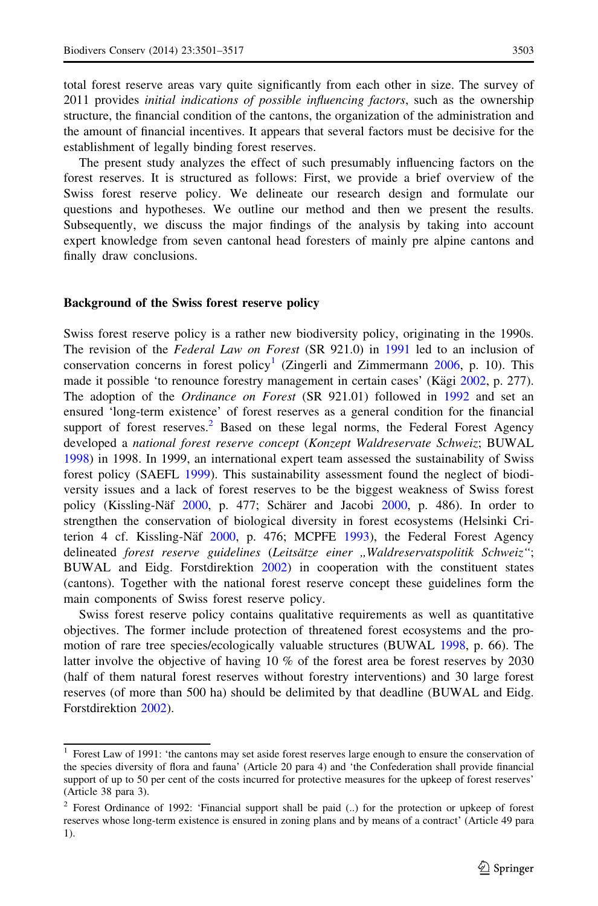total forest reserve areas vary quite significantly from each other in size. The survey of 2011 provides *initial indications of possible influencing factors*, such as the ownership structure, the financial condition of the cantons, the organization of the administration and the amount of financial incentives. It appears that several factors must be decisive for the establishment of legally binding forest reserves.

The present study analyzes the effect of such presumably influencing factors on the forest reserves. It is structured as follows: First, we provide a brief overview of the Swiss forest reserve policy. We delineate our research design and formulate our questions and hypotheses. We outline our method and then we present the results. Subsequently, we discuss the major findings of the analysis by taking into account expert knowledge from seven cantonal head foresters of mainly pre alpine cantons and finally draw conclusions.

## Background of the Swiss forest reserve policy

Swiss forest reserve policy is a rather new biodiversity policy, originating in the 1990s. The revision of the *Federal Law on Forest* (SR 921.0) in 1991 led to an inclusion of conservation concerns in forest policy[1] (Zingerli and Zimmermann 2006, p. 10). This made it possible 'to renounce forestry management in certain cases' (Kägi 2002, p. 277). The adoption of the *Ordinance on Forest* (SR 921.01) followed in 1992 and set an ensured 'long-term existence' of forest reserves as a general condition for the financial support of forest reserves.[2] Based on these legal norms, the Federal Forest Agency developed a *national forest reserve concept* (*Konzept Waldreservate Schweiz*; BUWAL 1998) in 1998. In 1999, an international expert team assessed the sustainability of Swiss forest policy (SAEFL 1999). This sustainability assessment found the neglect of biodiversity issues and a lack of forest reserves to be the biggest weakness of Swiss forest policy (Kissling-Näf 2000, p. 477; Schärer and Jacobi 2000, p. 486). In order to strengthen the conservation of biological diversity in forest ecosystems (Helsinki Criterion 4 cf. Kissling-Näf 2000, p. 476; MCPFE 1993), the Federal Forest Agency delineated *forest reserve guidelines* (*Leitsätze einer „Waldreservatspolitik Schweiz"*; BUWAL and Eidg. Forstdirektion 2002) in cooperation with the constituent states (cantons). Together with the national forest reserve concept these guidelines form the main components of Swiss forest reserve policy.

Swiss forest reserve policy contains qualitative requirements as well as quantitative objectives. The former include protection of threatened forest ecosystems and the promotion of rare tree species/ecologically valuable structures (BUWAL 1998, p. 66). The latter involve the objective of having 10 % of the forest area be forest reserves by 2030 (half of them natural forest reserves without forestry interventions) and 30 large forest reserves (of more than 500 ha) should be delimited by that deadline (BUWAL and Eidg. Forstdirektion 2002).

---

[1] Forest Law of 1991: 'the cantons may set aside forest reserves large enough to ensure the conservation of the species diversity of flora and fauna' (Article 20 para 4) and 'the Confederation shall provide financial support of up to 50 per cent of the costs incurred for protective measures for the upkeep of forest reserves' (Article 38 para 3).

[2] Forest Ordinance of 1992: 'Financial support shall be paid (..) for the protection or upkeep of forest reserves whose long-term existence is ensured in zoning plans and by means of a contract' (Article 49 para 1).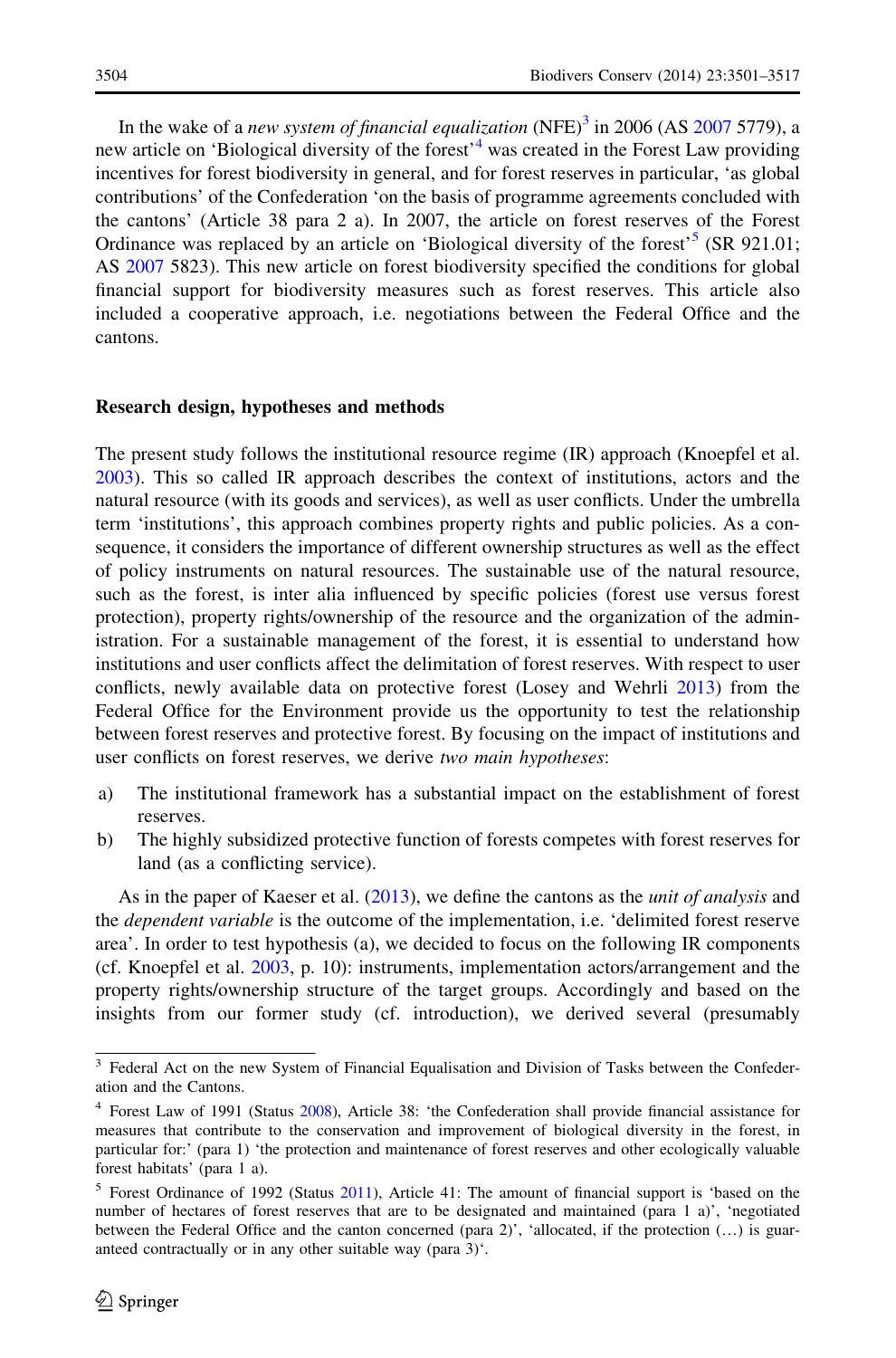In the wake of a *new system of financial equalization* (NFE)[3] in 2006 (AS 2007 5779), a new article on 'Biological diversity of the forest'[4] was created in the Forest Law providing incentives for forest biodiversity in general, and for forest reserves in particular, 'as global contributions' of the Confederation 'on the basis of programme agreements concluded with the cantons' (Article 38 para 2 a). In 2007, the article on forest reserves of the Forest Ordinance was replaced by an article on 'Biological diversity of the forest'[5] (SR 921.01; AS 2007 5823). This new article on forest biodiversity specified the conditions for global financial support for biodiversity measures such as forest reserves. This article also included a cooperative approach, i.e. negotiations between the Federal Office and the cantons.

## Research design, hypotheses and methods

The present study follows the institutional resource regime (IR) approach (Knoepfel et al. 2003). This so called IR approach describes the context of institutions, actors and the natural resource (with its goods and services), as well as user conflicts. Under the umbrella term 'institutions', this approach combines property rights and public policies. As a consequence, it considers the importance of different ownership structures as well as the effect of policy instruments on natural resources. The sustainable use of the natural resource, such as the forest, is inter alia influenced by specific policies (forest use versus forest protection), property rights/ownership of the resource and the organization of the administration. For a sustainable management of the forest, it is essential to understand how institutions and user conflicts affect the delimitation of forest reserves. With respect to user conflicts, newly available data on protective forest (Losey and Wehrli 2013) from the Federal Office for the Environment provide us the opportunity to test the relationship between forest reserves and protective forest. By focusing on the impact of institutions and user conflicts on forest reserves, we derive *two main hypotheses*:

a) The institutional framework has a substantial impact on the establishment of forest reserves.
b) The highly subsidized protective function of forests competes with forest reserves for land (as a conflicting service).

As in the paper of Kaeser et al. (2013), we define the cantons as the *unit of analysis* and the *dependent variable* is the outcome of the implementation, i.e. 'delimited forest reserve area'. In order to test hypothesis (a), we decided to focus on the following IR components (cf. Knoepfel et al. 2003, p. 10): instruments, implementation actors/arrangement and the property rights/ownership structure of the target groups. Accordingly and based on the insights from our former study (cf. introduction), we derived several (presumably

---

[3] Federal Act on the new System of Financial Equalisation and Division of Tasks between the Confederation and the Cantons.

[4] Forest Law of 1991 (Status 2008), Article 38: 'the Confederation shall provide financial assistance for measures that contribute to the conservation and improvement of biological diversity in the forest, in particular for:' (para 1) 'the protection and maintenance of forest reserves and other ecologically valuable forest habitats' (para 1 a).

[5] Forest Ordinance of 1992 (Status 2011), Article 41: The amount of financial support is 'based on the number of hectares of forest reserves that are to be designated and maintained (para 1 a)', 'negotiated between the Federal Office and the canton concerned (para 2)', 'allocated, if the protection (…) is guaranteed contractually or in any other suitable way (para 3)'.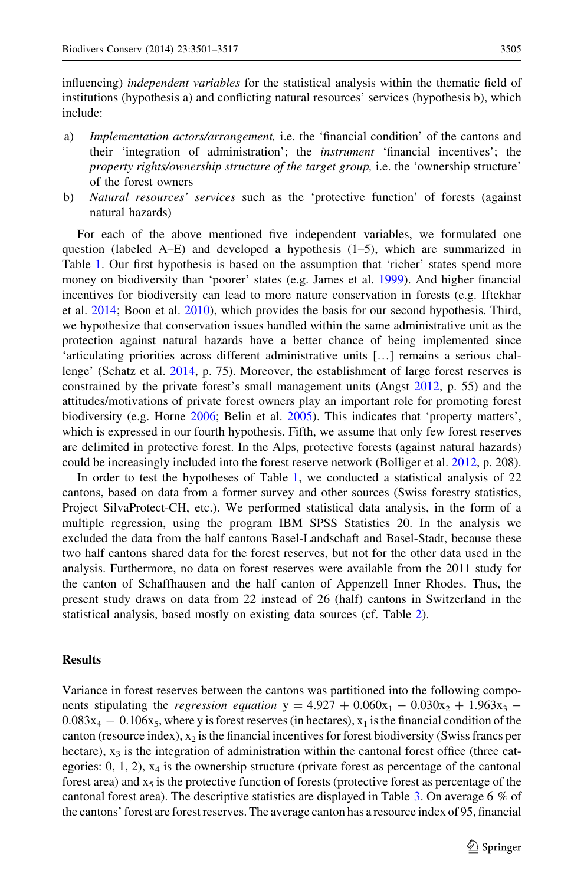influencing) *independent variables* for the statistical analysis within the thematic field of institutions (hypothesis a) and conflicting natural resources' services (hypothesis b), which include:

a) *Implementation actors/arrangement,* i.e. the 'financial condition' of the cantons and their 'integration of administration'; the *instrument* 'financial incentives'; the *property rights/ownership structure of the target group,* i.e. the 'ownership structure' of the forest owners
b) *Natural resources' services* such as the 'protective function' of forests (against natural hazards)

For each of the above mentioned five independent variables, we formulated one question (labeled A–E) and developed a hypothesis (1–5), which are summarized in Table 1. Our first hypothesis is based on the assumption that 'richer' states spend more money on biodiversity than 'poorer' states (e.g. James et al. 1999). And higher financial incentives for biodiversity can lead to more nature conservation in forests (e.g. Iftekhar et al. 2014; Boon et al. 2010), which provides the basis for our second hypothesis. Third, we hypothesize that conservation issues handled within the same administrative unit as the protection against natural hazards have a better chance of being implemented since 'articulating priorities across different administrative units […] remains a serious challenge' (Schatz et al. 2014, p. 75). Moreover, the establishment of large forest reserves is constrained by the private forest's small management units (Angst 2012, p. 55) and the attitudes/motivations of private forest owners play an important role for promoting forest biodiversity (e.g. Horne 2006; Belin et al. 2005). This indicates that 'property matters', which is expressed in our fourth hypothesis. Fifth, we assume that only few forest reserves are delimited in protective forest. In the Alps, protective forests (against natural hazards) could be increasingly included into the forest reserve network (Bolliger et al. 2012, p. 208).

In order to test the hypotheses of Table 1, we conducted a statistical analysis of 22 cantons, based on data from a former survey and other sources (Swiss forestry statistics, Project SilvaProtect-CH, etc.). We performed statistical data analysis, in the form of a multiple regression, using the program IBM SPSS Statistics 20. In the analysis we excluded the data from the half cantons Basel-Landschaft and Basel-Stadt, because these two half cantons shared data for the forest reserves, but not for the other data used in the analysis. Furthermore, no data on forest reserves were available from the 2011 study for the canton of Schaffhausen and the half canton of Appenzell Inner Rhodes. Thus, the present study draws on data from 22 instead of 26 (half) cantons in Switzerland in the statistical analysis, based mostly on existing data sources (cf. Table 2).

## Results

Variance in forest reserves between the cantons was partitioned into the following components stipulating the *regression equation* $y = 4.927 + 0.060x_1 - 0.030x_2 + 1.963x_3 - 0.083x_4 - 0.106x_5$, where y is forest reserves (in hectares), $x_1$ is the financial condition of the canton (resource index), $x_2$ is the financial incentives for forest biodiversity (Swiss francs per hectare), $x_3$ is the integration of administration within the cantonal forest office (three categories: 0, 1, 2), $x_4$ is the ownership structure (private forest as percentage of the cantonal forest area) and $x_5$ is the protective function of forests (protective forest as percentage of the cantonal forest area). The descriptive statistics are displayed in Table 3. On average 6 % of the cantons' forest are forest reserves. The average canton has a resource index of 95, financial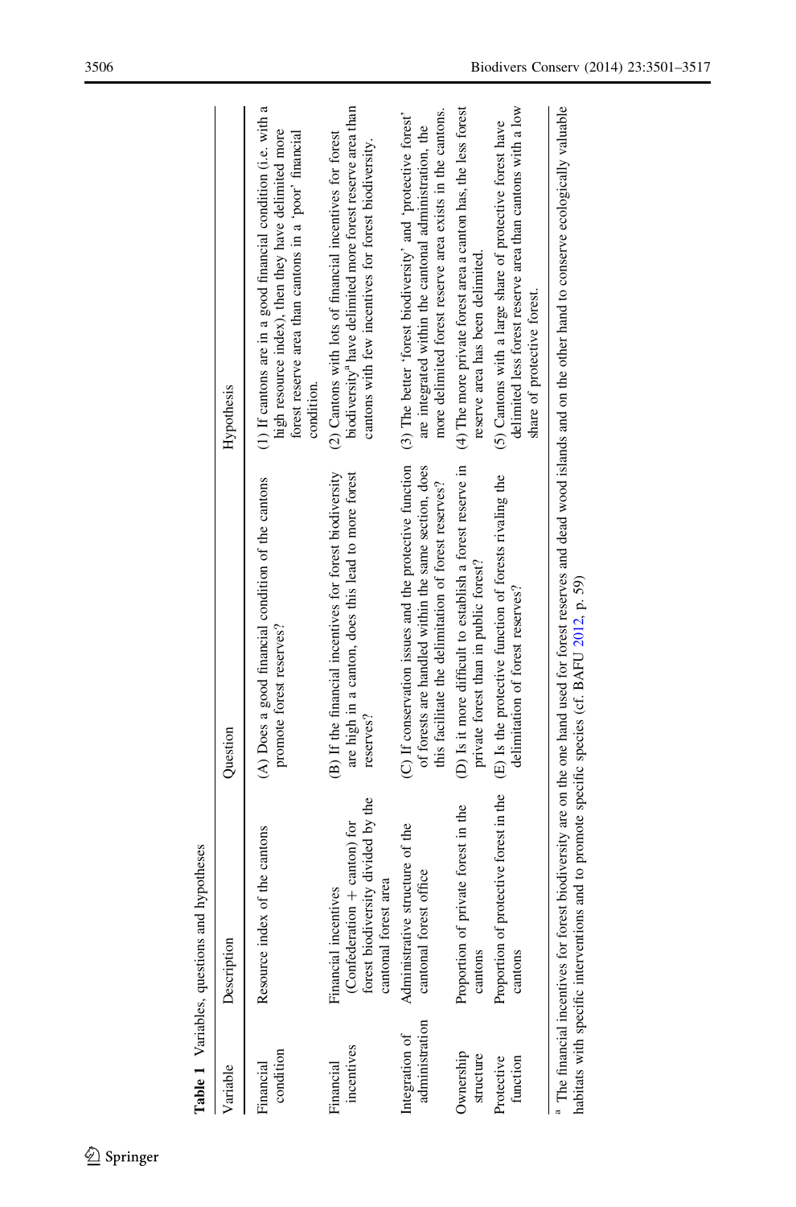**Table 1** Variables, questions and hypotheses

| Variable | Description | Question | Hypothesis |
|---|---|---|---|
| Financial condition | Resource index of the cantons | (A) Does a good financial condition of the cantons promote forest reserves? | (1) If cantons are in a good financial condition (i.e. with a high resource index), then they have delimited more forest reserve area than cantons in a 'poor' financial condition. |
| Financial incentives | Financial incentives (Confederation + canton) for forest biodiversity divided by the cantonal forest area | (B) If the financial incentives for forest biodiversity are high in a canton, does this lead to more forest reserves? | (2) Cantons with lots of financial incentives for forest biodiversity[a] have delimited more forest reserve area than cantons with few incentives for forest biodiversity. |
| Integration of administration | Administrative structure of the cantonal forest office | (C) If conservation issues and the protective function of forests are handled within the same section, does this facilitate the delimitation of forest reserves? | (3) The better 'forest biodiversity' and 'protective forest' are integrated within the cantonal administration, the more delimited forest reserve area exists in the cantons. |
| Ownership structure | Proportion of private forest in the cantons | (D) Is it more difficult to establish a forest reserve in private forest than in public forest? | (4) The more private forest area a canton has, the less forest reserve area has been delimited. |
| Protective function | Proportion of protective forest in the cantons | (E) Is the protective function of forests rivaling the delimitation of forest reserves? | (5) Cantons with a large share of protective forest have delimited less forest reserve area than cantons with a low share of protective forest. |

[a] The financial incentives for forest biodiversity are on the one hand used for forest reserves and dead wood islands and on the other hand to conserve ecologically valuable habitats with specific interventions and to promote specific species (cf. BAFU 2012, p. 59)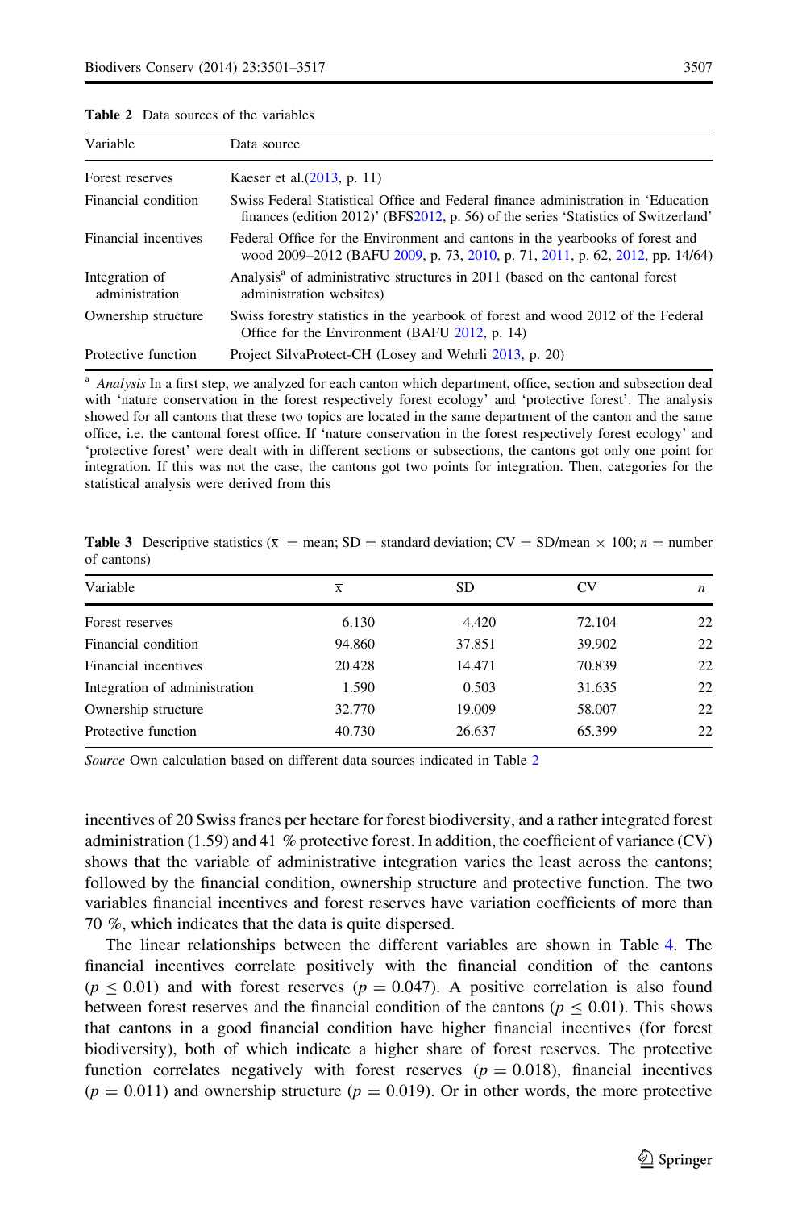**Table 2** Data sources of the variables

| Variable | Data source |
|---|---|
| Forest reserves | Kaeser et al.(2013, p. 11) |
| Financial condition | Swiss Federal Statistical Office and Federal finance administration in 'Education finances (edition 2012)' (BFS2012, p. 56) of the series 'Statistics of Switzerland' |
| Financial incentives | Federal Office for the Environment and cantons in the yearbooks of forest and wood 2009–2012 (BAFU 2009, p. 73, 2010, p. 71, 2011, p. 62, 2012, pp. 14/64) |
| Integration of administration | Analysis[a] of administrative structures in 2011 (based on the cantonal forest administration websites) |
| Ownership structure | Swiss forestry statistics in the yearbook of forest and wood 2012 of the Federal Office for the Environment (BAFU 2012, p. 14) |
| Protective function | Project SilvaProtect-CH (Losey and Wehrli 2013, p. 20) |

[a] *Analysis* In a first step, we analyzed for each canton which department, office, section and subsection deal with 'nature conservation in the forest respectively forest ecology' and 'protective forest'. The analysis showed for all cantons that these two topics are located in the same department of the canton and the same office, i.e. the cantonal forest office. If 'nature conservation in the forest respectively forest ecology' and 'protective forest' were dealt with in different sections or subsections, the cantons got only one point for integration. If this was not the case, the cantons got two points for integration. Then, categories for the statistical analysis were derived from this

**Table 3** Descriptive statistics ($\bar{x}$ = mean; SD = standard deviation; CV = SD/mean × 100; *n* = number of cantons)

| Variable | $\bar{x}$ | SD | CV | *n* |
|---|---|---|---|---|
| Forest reserves | 6.130 | 4.420 | 72.104 | 22 |
| Financial condition | 94.860 | 37.851 | 39.902 | 22 |
| Financial incentives | 20.428 | 14.471 | 70.839 | 22 |
| Integration of administration | 1.590 | 0.503 | 31.635 | 22 |
| Ownership structure | 32.770 | 19.009 | 58.007 | 22 |
| Protective function | 40.730 | 26.637 | 65.399 | 22 |

*Source* Own calculation based on different data sources indicated in Table 2

incentives of 20 Swiss francs per hectare for forest biodiversity, and a rather integrated forest administration (1.59) and 41 % protective forest. In addition, the coefficient of variance (CV) shows that the variable of administrative integration varies the least across the cantons; followed by the financial condition, ownership structure and protective function. The two variables financial incentives and forest reserves have variation coefficients of more than 70 %, which indicates that the data is quite dispersed.

The linear relationships between the different variables are shown in Table 4. The financial incentives correlate positively with the financial condition of the cantons ($p \leq 0.01$) and with forest reserves ($p = 0.047$). A positive correlation is also found between forest reserves and the financial condition of the cantons ($p \leq 0.01$). This shows that cantons in a good financial condition have higher financial incentives (for forest biodiversity), both of which indicate a higher share of forest reserves. The protective function correlates negatively with forest reserves ($p = 0.018$), financial incentives ($p = 0.011$) and ownership structure ($p = 0.019$). Or in other words, the more protective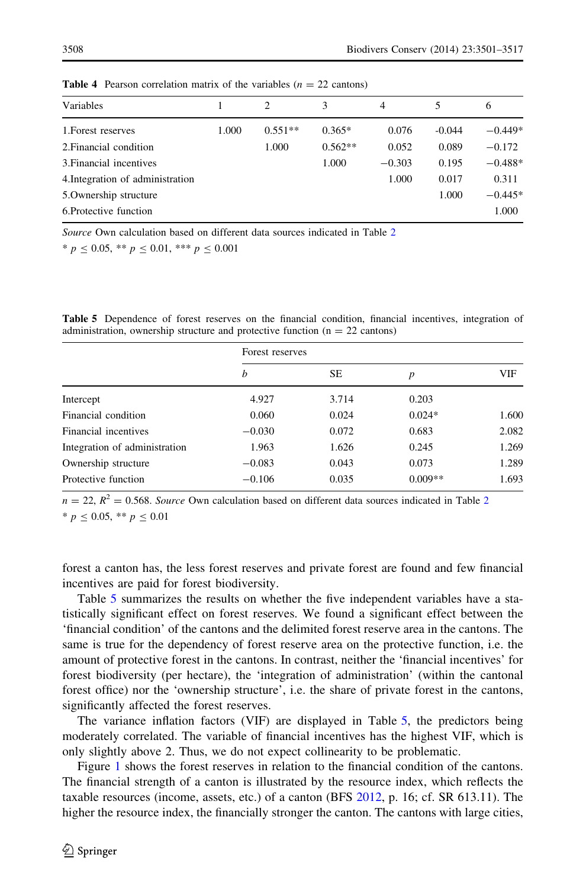**Table 4** Pearson correlation matrix of the variables ($n = 22$ cantons)

| Variables | 1 | 2 | 3 | 4 | 5 | 6 |
|---|---|---|---|---|---|---|
| 1.Forest reserves | 1.000 | 0.551** | 0.365* | 0.076 | -0.044 | −0.449* |
| 2.Financial condition | | 1.000 | 0.562** | 0.052 | 0.089 | −0.172 |
| 3.Financial incentives | | | 1.000 | −0.303 | 0.195 | −0.488* |
| 4.Integration of administration | | | | 1.000 | 0.017 | 0.311 |
| 5.Ownership structure | | | | | 1.000 | −0.445* |
| 6.Protective function | | | | | | 1.000 |

*Source* Own calculation based on different data sources indicated in Table 2

* $p \leq 0.05$, ** $p \leq 0.01$, *** $p \leq 0.001$

**Table 5** Dependence of forest reserves on the financial condition, financial incentives, integration of administration, ownership structure and protective function (n = 22 cantons)

| | Forest reserves | | | |
|---|---|---|---|---|
| | *b* | SE | *p* | VIF |
| Intercept | 4.927 | 3.714 | 0.203 | |
| Financial condition | 0.060 | 0.024 | 0.024* | 1.600 |
| Financial incentives | −0.030 | 0.072 | 0.683 | 2.082 |
| Integration of administration | 1.963 | 1.626 | 0.245 | 1.269 |
| Ownership structure | −0.083 | 0.043 | 0.073 | 1.289 |
| Protective function | −0.106 | 0.035 | 0.009** | 1.693 |

$n = 22$, $R^2 = 0.568$. *Source* Own calculation based on different data sources indicated in Table 2

* $p \leq 0.05$, ** $p \leq 0.01$

forest a canton has, the less forest reserves and private forest are found and few financial incentives are paid for forest biodiversity.

Table 5 summarizes the results on whether the five independent variables have a statistically significant effect on forest reserves. We found a significant effect between the 'financial condition' of the cantons and the delimited forest reserve area in the cantons. The same is true for the dependency of forest reserve area on the protective function, i.e. the amount of protective forest in the cantons. In contrast, neither the 'financial incentives' for forest biodiversity (per hectare), the 'integration of administration' (within the cantonal forest office) nor the 'ownership structure', i.e. the share of private forest in the cantons, significantly affected the forest reserves.

The variance inflation factors (VIF) are displayed in Table 5, the predictors being moderately correlated. The variable of financial incentives has the highest VIF, which is only slightly above 2. Thus, we do not expect collinearity to be problematic.

Figure 1 shows the forest reserves in relation to the financial condition of the cantons. The financial strength of a canton is illustrated by the resource index, which reflects the taxable resources (income, assets, etc.) of a canton (BFS 2012, p. 16; cf. SR 613.11). The higher the resource index, the financially stronger the canton. The cantons with large cities,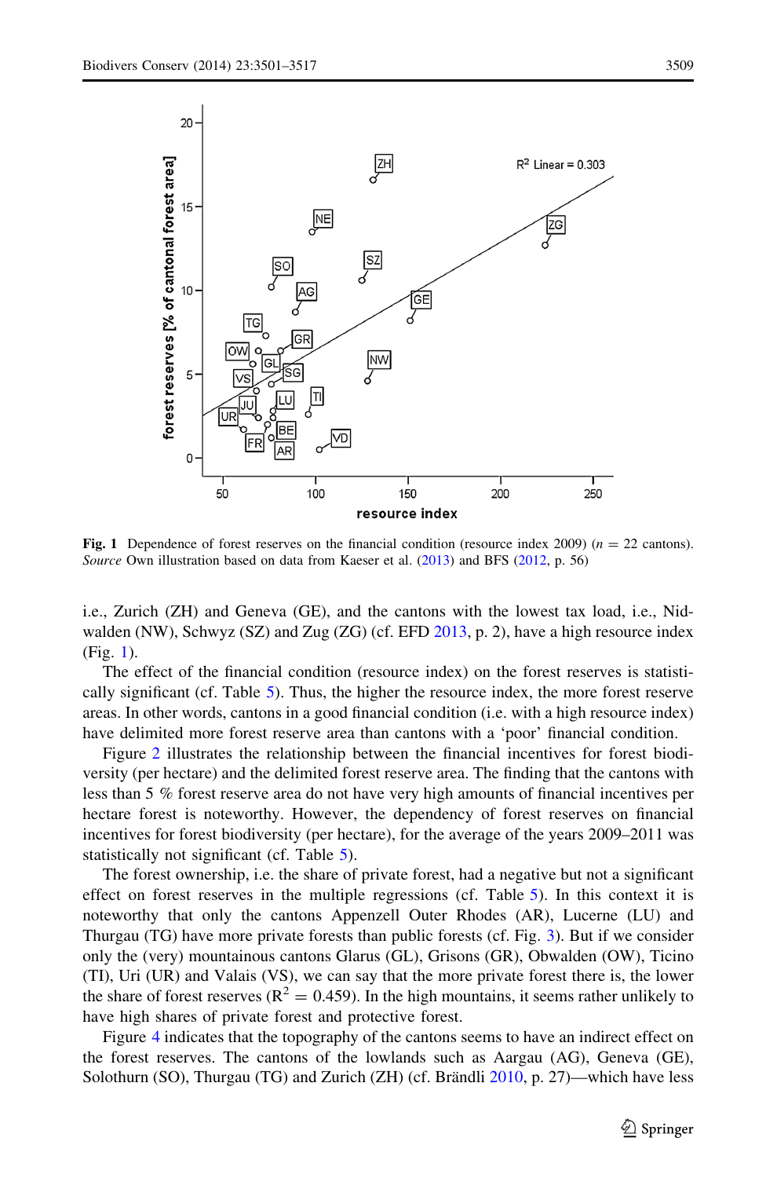**Fig. 1** Dependence of forest reserves on the financial condition (resource index 2009) ($n = 22$ cantons). *Source* Own illustration based on data from Kaeser et al. (2013) and BFS (2012, p. 56)

i.e., Zurich (ZH) and Geneva (GE), and the cantons with the lowest tax load, i.e., Nidwalden (NW), Schwyz (SZ) and Zug (ZG) (cf. EFD 2013, p. 2), have a high resource index (Fig. 1).

The effect of the financial condition (resource index) on the forest reserves is statistically significant (cf. Table 5). Thus, the higher the resource index, the more forest reserve areas. In other words, cantons in a good financial condition (i.e. with a high resource index) have delimited more forest reserve area than cantons with a 'poor' financial condition.

Figure 2 illustrates the relationship between the financial incentives for forest biodiversity (per hectare) and the delimited forest reserve area. The finding that the cantons with less than 5 % forest reserve area do not have very high amounts of financial incentives per hectare forest is noteworthy. However, the dependency of forest reserves on financial incentives for forest biodiversity (per hectare), for the average of the years 2009–2011 was statistically not significant (cf. Table 5).

The forest ownership, i.e. the share of private forest, had a negative but not a significant effect on forest reserves in the multiple regressions (cf. Table 5). In this context it is noteworthy that only the cantons Appenzell Outer Rhodes (AR), Lucerne (LU) and Thurgau (TG) have more private forests than public forests (cf. Fig. 3). But if we consider only the (very) mountainous cantons Glarus (GL), Grisons (GR), Obwalden (OW), Ticino (TI), Uri (UR) and Valais (VS), we can say that the more private forest there is, the lower the share of forest reserves ($R^2 = 0.459$). In the high mountains, it seems rather unlikely to have high shares of private forest and protective forest.

Figure 4 indicates that the topography of the cantons seems to have an indirect effect on the forest reserves. The cantons of the lowlands such as Aargau (AG), Geneva (GE), Solothurn (SO), Thurgau (TG) and Zurich (ZH) (cf. Brändli 2010, p. 27)—which have less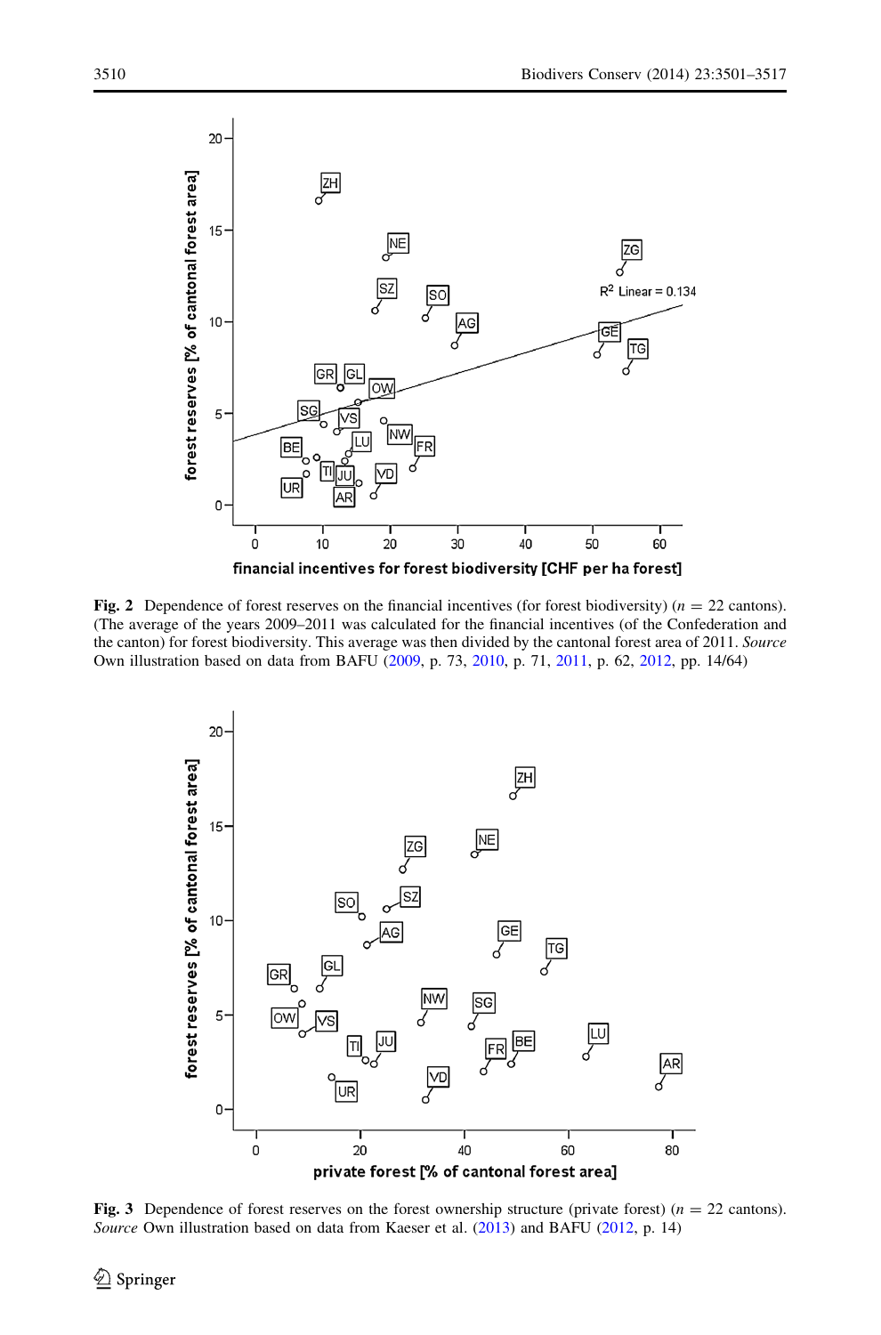**Fig. 2** Dependence of forest reserves on the financial incentives (for forest biodiversity) ($n = 22$ cantons). (The average of the years 2009–2011 was calculated for the financial incentives (of the Confederation and the canton) for forest biodiversity. This average was then divided by the cantonal forest area of 2011. *Source* Own illustration based on data from BAFU (2009, p. 73, 2010, p. 71, 2011, p. 62, 2012, pp. 14/64)

**Fig. 3** Dependence of forest reserves on the forest ownership structure (private forest) ($n = 22$ cantons). *Source* Own illustration based on data from Kaeser et al. (2013) and BAFU (2012, p. 14)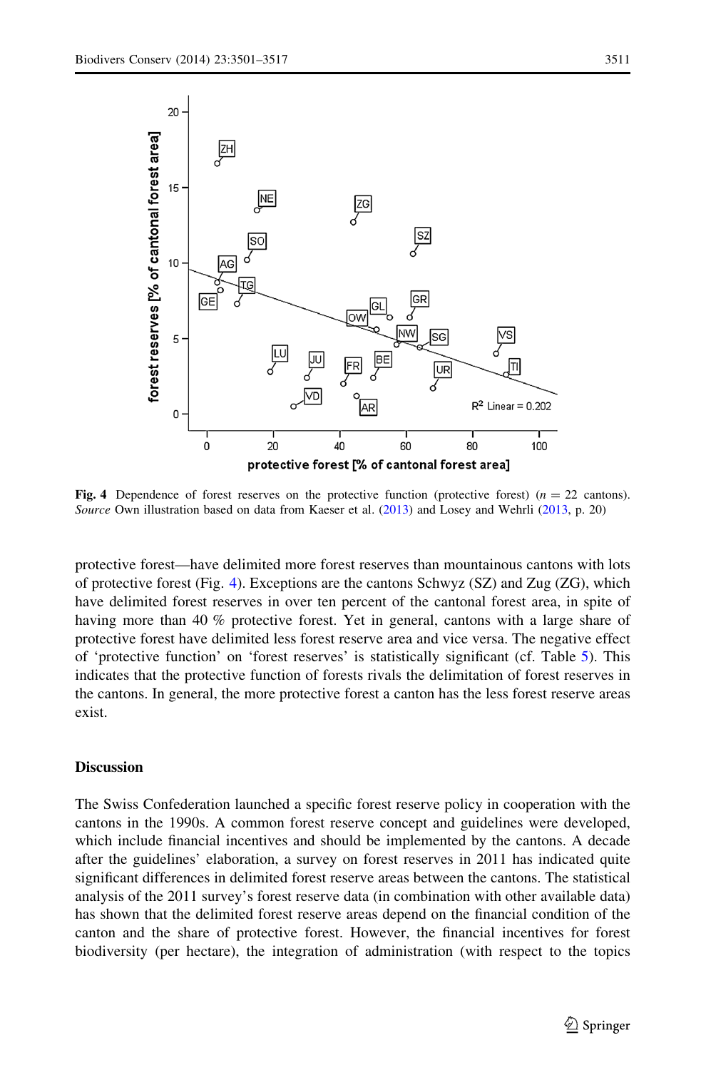Fig. 4 Dependence of forest reserves on the protective function (protective forest) ($n = 22$ cantons). *Source* Own illustration based on data from Kaeser et al. (2013) and Losey and Wehrli (2013, p. 20)

protective forest—have delimited more forest reserves than mountainous cantons with lots of protective forest (Fig. 4). Exceptions are the cantons Schwyz (SZ) and Zug (ZG), which have delimited forest reserves in over ten percent of the cantonal forest area, in spite of having more than 40 % protective forest. Yet in general, cantons with a large share of protective forest have delimited less forest reserve area and vice versa. The negative effect of 'protective function' on 'forest reserves' is statistically significant (cf. Table 5). This indicates that the protective function of forests rivals the delimitation of forest reserves in the cantons. In general, the more protective forest a canton has the less forest reserve areas exist.

## Discussion

The Swiss Confederation launched a specific forest reserve policy in cooperation with the cantons in the 1990s. A common forest reserve concept and guidelines were developed, which include financial incentives and should be implemented by the cantons. A decade after the guidelines' elaboration, a survey on forest reserves in 2011 has indicated quite significant differences in delimited forest reserve areas between the cantons. The statistical analysis of the 2011 survey's forest reserve data (in combination with other available data) has shown that the delimited forest reserve areas depend on the financial condition of the canton and the share of protective forest. However, the financial incentives for forest biodiversity (per hectare), the integration of administration (with respect to the topics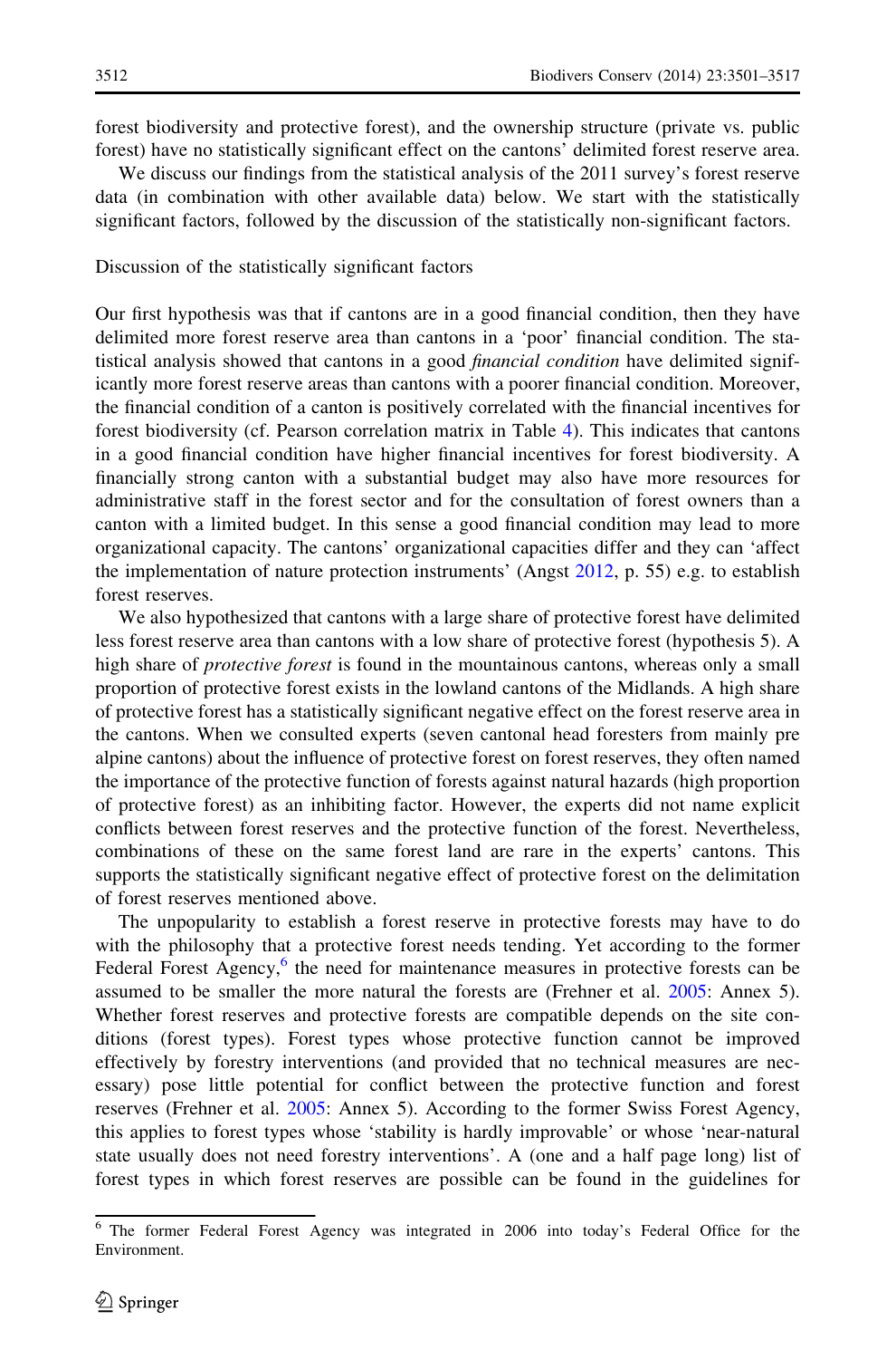forest biodiversity and protective forest), and the ownership structure (private vs. public forest) have no statistically significant effect on the cantons' delimited forest reserve area.

We discuss our findings from the statistical analysis of the 2011 survey's forest reserve data (in combination with other available data) below. We start with the statistically significant factors, followed by the discussion of the statistically non-significant factors.

### Discussion of the statistically significant factors

Our first hypothesis was that if cantons are in a good financial condition, then they have delimited more forest reserve area than cantons in a 'poor' financial condition. The statistical analysis showed that cantons in a good *financial condition* have delimited significantly more forest reserve areas than cantons with a poorer financial condition. Moreover, the financial condition of a canton is positively correlated with the financial incentives for forest biodiversity (cf. Pearson correlation matrix in Table 4). This indicates that cantons in a good financial condition have higher financial incentives for forest biodiversity. A financially strong canton with a substantial budget may also have more resources for administrative staff in the forest sector and for the consultation of forest owners than a canton with a limited budget. In this sense a good financial condition may lead to more organizational capacity. The cantons' organizational capacities differ and they can 'affect the implementation of nature protection instruments' (Angst 2012, p. 55) e.g. to establish forest reserves.

We also hypothesized that cantons with a large share of protective forest have delimited less forest reserve area than cantons with a low share of protective forest (hypothesis 5). A high share of *protective forest* is found in the mountainous cantons, whereas only a small proportion of protective forest exists in the lowland cantons of the Midlands. A high share of protective forest has a statistically significant negative effect on the forest reserve area in the cantons. When we consulted experts (seven cantonal head foresters from mainly pre alpine cantons) about the influence of protective forest on forest reserves, they often named the importance of the protective function of forests against natural hazards (high proportion of protective forest) as an inhibiting factor. However, the experts did not name explicit conflicts between forest reserves and the protective function of the forest. Nevertheless, combinations of these on the same forest land are rare in the experts' cantons. This supports the statistically significant negative effect of protective forest on the delimitation of forest reserves mentioned above.

The unpopularity to establish a forest reserve in protective forests may have to do with the philosophy that a protective forest needs tending. Yet according to the former Federal Forest Agency,[6] the need for maintenance measures in protective forests can be assumed to be smaller the more natural the forests are (Frehner et al. 2005: Annex 5). Whether forest reserves and protective forests are compatible depends on the site conditions (forest types). Forest types whose protective function cannot be improved effectively by forestry interventions (and provided that no technical measures are necessary) pose little potential for conflict between the protective function and forest reserves (Frehner et al. 2005: Annex 5). According to the former Swiss Forest Agency, this applies to forest types whose 'stability is hardly improvable' or whose 'near-natural state usually does not need forestry interventions'. A (one and a half page long) list of forest types in which forest reserves are possible can be found in the guidelines for

[6] The former Federal Forest Agency was integrated in 2006 into today's Federal Office for the Environment.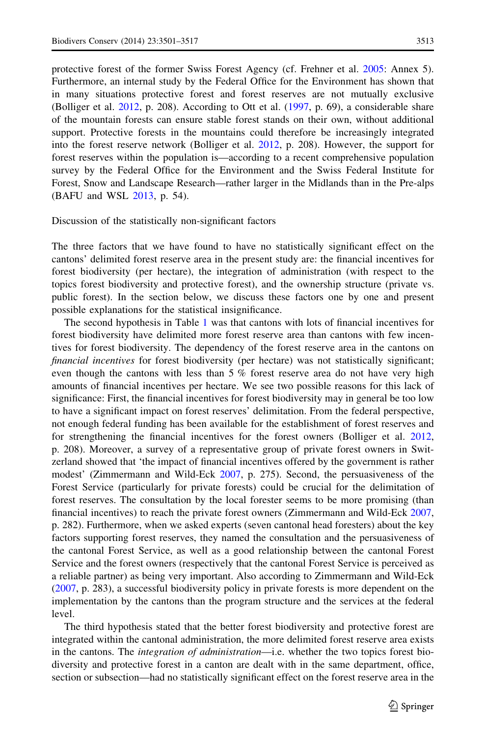protective forest of the former Swiss Forest Agency (cf. Frehner et al. 2005: Annex 5). Furthermore, an internal study by the Federal Office for the Environment has shown that in many situations protective forest and forest reserves are not mutually exclusive (Bolliger et al. 2012, p. 208). According to Ott et al. (1997, p. 69), a considerable share of the mountain forests can ensure stable forest stands on their own, without additional support. Protective forests in the mountains could therefore be increasingly integrated into the forest reserve network (Bolliger et al. 2012, p. 208). However, the support for forest reserves within the population is—according to a recent comprehensive population survey by the Federal Office for the Environment and the Swiss Federal Institute for Forest, Snow and Landscape Research—rather larger in the Midlands than in the Pre-alps (BAFU and WSL 2013, p. 54).

### Discussion of the statistically non-significant factors

The three factors that we have found to have no statistically significant effect on the cantons' delimited forest reserve area in the present study are: the financial incentives for forest biodiversity (per hectare), the integration of administration (with respect to the topics forest biodiversity and protective forest), and the ownership structure (private vs. public forest). In the section below, we discuss these factors one by one and present possible explanations for the statistical insignificance.

The second hypothesis in Table 1 was that cantons with lots of financial incentives for forest biodiversity have delimited more forest reserve area than cantons with few incentives for forest biodiversity. The dependency of the forest reserve area in the cantons on *financial incentives* for forest biodiversity (per hectare) was not statistically significant; even though the cantons with less than 5 % forest reserve area do not have very high amounts of financial incentives per hectare. We see two possible reasons for this lack of significance: First, the financial incentives for forest biodiversity may in general be too low to have a significant impact on forest reserves' delimitation. From the federal perspective, not enough federal funding has been available for the establishment of forest reserves and for strengthening the financial incentives for the forest owners (Bolliger et al. 2012, p. 208). Moreover, a survey of a representative group of private forest owners in Switzerland showed that 'the impact of financial incentives offered by the government is rather modest' (Zimmermann and Wild-Eck 2007, p. 275). Second, the persuasiveness of the Forest Service (particularly for private forests) could be crucial for the delimitation of forest reserves. The consultation by the local forester seems to be more promising (than financial incentives) to reach the private forest owners (Zimmermann and Wild-Eck 2007, p. 282). Furthermore, when we asked experts (seven cantonal head foresters) about the key factors supporting forest reserves, they named the consultation and the persuasiveness of the cantonal Forest Service, as well as a good relationship between the cantonal Forest Service and the forest owners (respectively that the cantonal Forest Service is perceived as a reliable partner) as being very important. Also according to Zimmermann and Wild-Eck (2007, p. 283), a successful biodiversity policy in private forests is more dependent on the implementation by the cantons than the program structure and the services at the federal level.

The third hypothesis stated that the better forest biodiversity and protective forest are integrated within the cantonal administration, the more delimited forest reserve area exists in the cantons. The *integration of administration*—i.e. whether the two topics forest biodiversity and protective forest in a canton are dealt with in the same department, office, section or subsection—had no statistically significant effect on the forest reserve area in the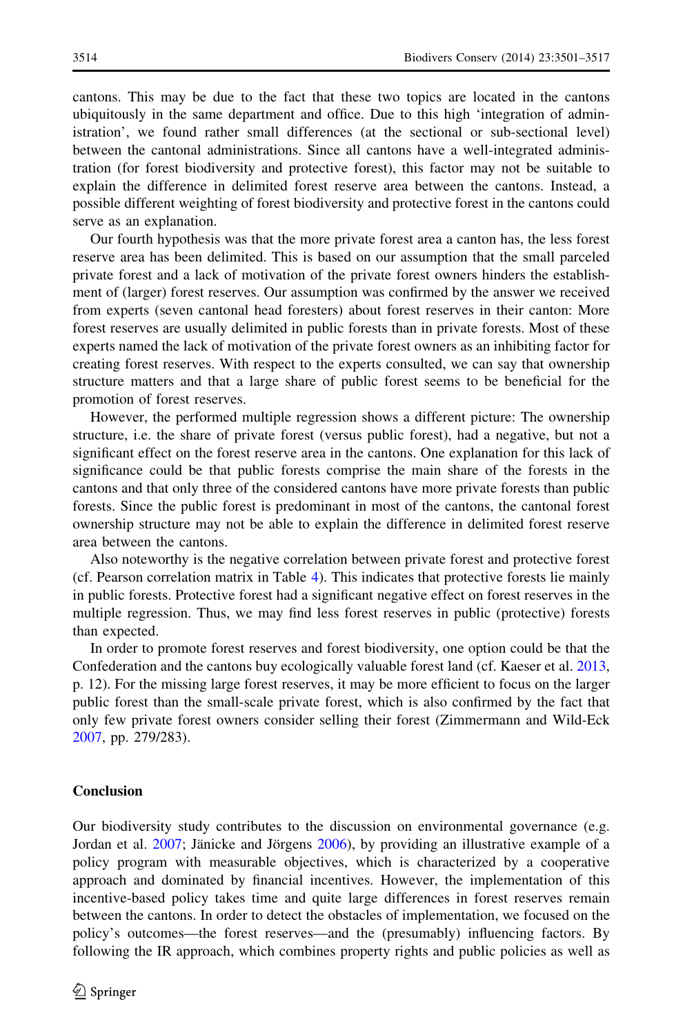cantons. This may be due to the fact that these two topics are located in the cantons ubiquitously in the same department and office. Due to this high 'integration of administration', we found rather small differences (at the sectional or sub-sectional level) between the cantonal administrations. Since all cantons have a well-integrated administration (for forest biodiversity and protective forest), this factor may not be suitable to explain the difference in delimited forest reserve area between the cantons. Instead, a possible different weighting of forest biodiversity and protective forest in the cantons could serve as an explanation.

Our fourth hypothesis was that the more private forest area a canton has, the less forest reserve area has been delimited. This is based on our assumption that the small parceled private forest and a lack of motivation of the private forest owners hinders the establishment of (larger) forest reserves. Our assumption was confirmed by the answer we received from experts (seven cantonal head foresters) about forest reserves in their canton: More forest reserves are usually delimited in public forests than in private forests. Most of these experts named the lack of motivation of the private forest owners as an inhibiting factor for creating forest reserves. With respect to the experts consulted, we can say that ownership structure matters and that a large share of public forest seems to be beneficial for the promotion of forest reserves.

However, the performed multiple regression shows a different picture: The ownership structure, i.e. the share of private forest (versus public forest), had a negative, but not a significant effect on the forest reserve area in the cantons. One explanation for this lack of significance could be that public forests comprise the main share of the forests in the cantons and that only three of the considered cantons have more private forests than public forests. Since the public forest is predominant in most of the cantons, the cantonal forest ownership structure may not be able to explain the difference in delimited forest reserve area between the cantons.

Also noteworthy is the negative correlation between private forest and protective forest (cf. Pearson correlation matrix in Table 4). This indicates that protective forests lie mainly in public forests. Protective forest had a significant negative effect on forest reserves in the multiple regression. Thus, we may find less forest reserves in public (protective) forests than expected.

In order to promote forest reserves and forest biodiversity, one option could be that the Confederation and the cantons buy ecologically valuable forest land (cf. Kaeser et al. 2013, p. 12). For the missing large forest reserves, it may be more efficient to focus on the larger public forest than the small-scale private forest, which is also confirmed by the fact that only few private forest owners consider selling their forest (Zimmermann and Wild-Eck 2007, pp. 279/283).

## Conclusion

Our biodiversity study contributes to the discussion on environmental governance (e.g. Jordan et al. 2007; Jänicke and Jörgens 2006), by providing an illustrative example of a policy program with measurable objectives, which is characterized by a cooperative approach and dominated by financial incentives. However, the implementation of this incentive-based policy takes time and quite large differences in forest reserves remain between the cantons. In order to detect the obstacles of implementation, we focused on the policy's outcomes—the forest reserves—and the (presumably) influencing factors. By following the IR approach, which combines property rights and public policies as well as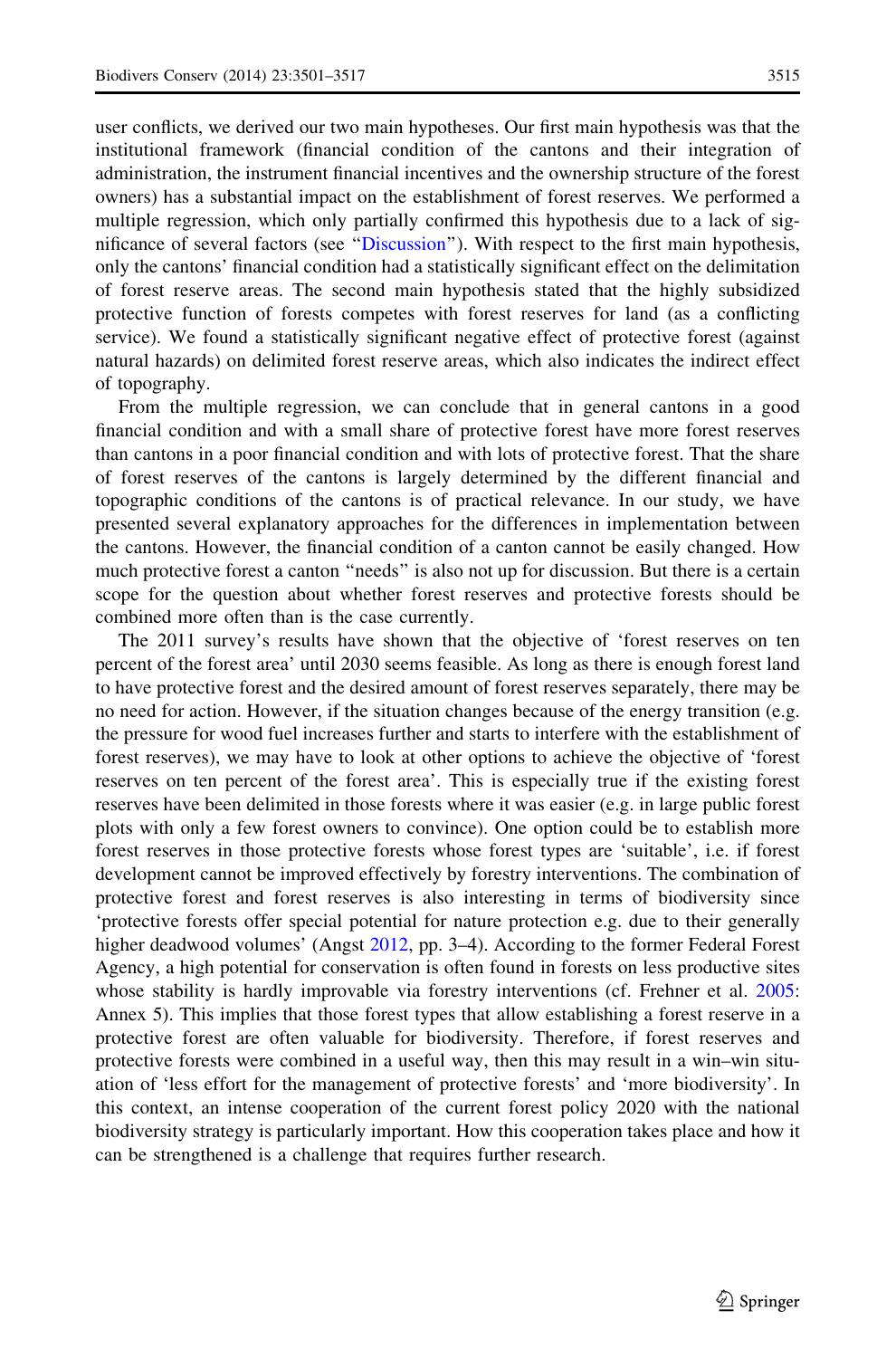user conflicts, we derived our two main hypotheses. Our first main hypothesis was that the institutional framework (financial condition of the cantons and their integration of administration, the instrument financial incentives and the ownership structure of the forest owners) has a substantial impact on the establishment of forest reserves. We performed a multiple regression, which only partially confirmed this hypothesis due to a lack of significance of several factors (see "Discussion"). With respect to the first main hypothesis, only the cantons' financial condition had a statistically significant effect on the delimitation of forest reserve areas. The second main hypothesis stated that the highly subsidized protective function of forests competes with forest reserves for land (as a conflicting service). We found a statistically significant negative effect of protective forest (against natural hazards) on delimited forest reserve areas, which also indicates the indirect effect of topography.

From the multiple regression, we can conclude that in general cantons in a good financial condition and with a small share of protective forest have more forest reserves than cantons in a poor financial condition and with lots of protective forest. That the share of forest reserves of the cantons is largely determined by the different financial and topographic conditions of the cantons is of practical relevance. In our study, we have presented several explanatory approaches for the differences in implementation between the cantons. However, the financial condition of a canton cannot be easily changed. How much protective forest a canton "needs" is also not up for discussion. But there is a certain scope for the question about whether forest reserves and protective forests should be combined more often than is the case currently.

The 2011 survey's results have shown that the objective of 'forest reserves on ten percent of the forest area' until 2030 seems feasible. As long as there is enough forest land to have protective forest and the desired amount of forest reserves separately, there may be no need for action. However, if the situation changes because of the energy transition (e.g. the pressure for wood fuel increases further and starts to interfere with the establishment of forest reserves), we may have to look at other options to achieve the objective of 'forest reserves on ten percent of the forest area'. This is especially true if the existing forest reserves have been delimited in those forests where it was easier (e.g. in large public forest plots with only a few forest owners to convince). One option could be to establish more forest reserves in those protective forests whose forest types are 'suitable', i.e. if forest development cannot be improved effectively by forestry interventions. The combination of protective forest and forest reserves is also interesting in terms of biodiversity since 'protective forests offer special potential for nature protection e.g. due to their generally higher deadwood volumes' (Angst 2012, pp. 3–4). According to the former Federal Forest Agency, a high potential for conservation is often found in forests on less productive sites whose stability is hardly improvable via forestry interventions (cf. Frehner et al. 2005: Annex 5). This implies that those forest types that allow establishing a forest reserve in a protective forest are often valuable for biodiversity. Therefore, if forest reserves and protective forests were combined in a useful way, then this may result in a win–win situation of 'less effort for the management of protective forests' and 'more biodiversity'. In this context, an intense cooperation of the current forest policy 2020 with the national biodiversity strategy is particularly important. How this cooperation takes place and how it can be strengthened is a challenge that requires further research.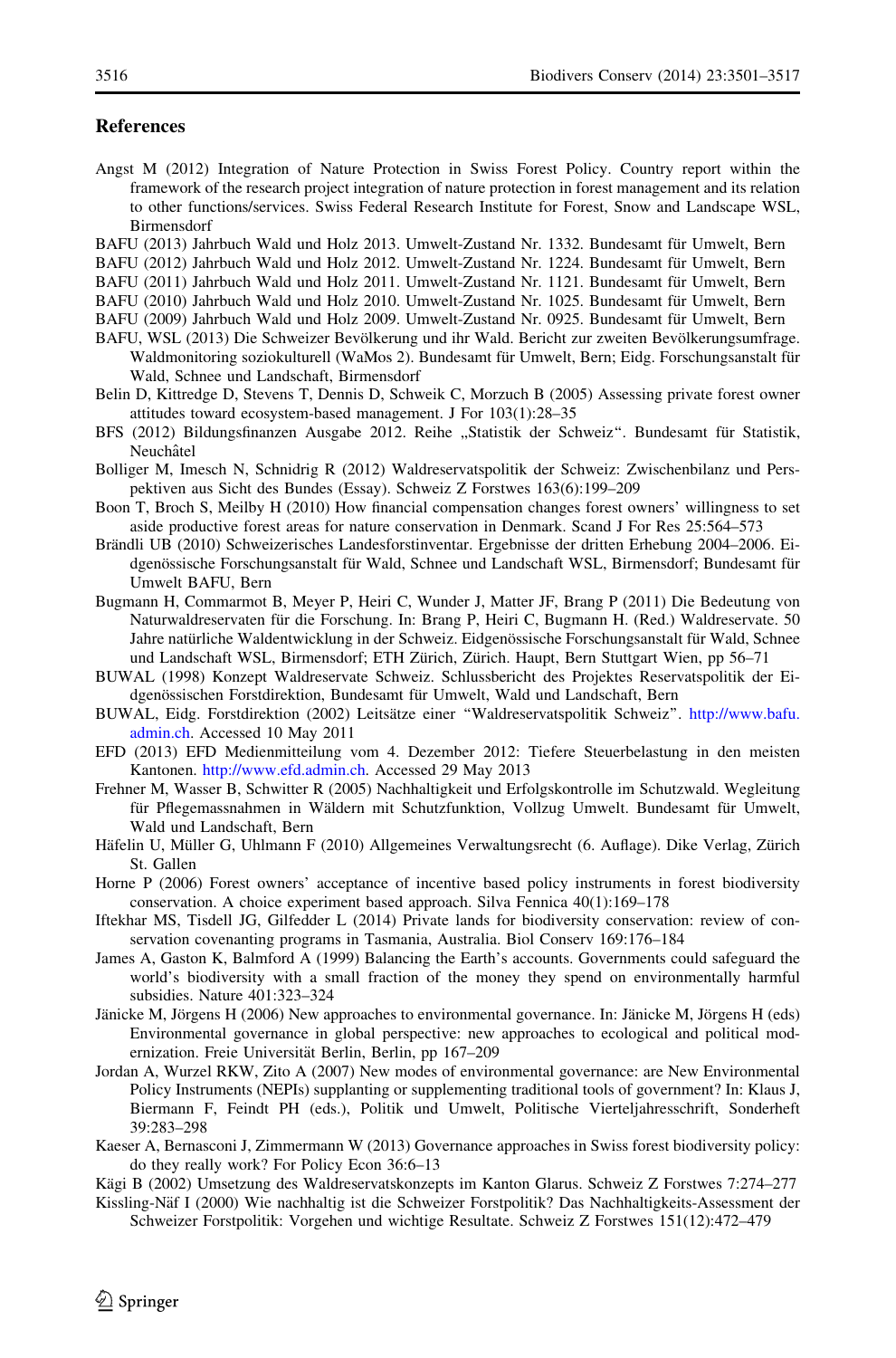## References

Angst M (2012) Integration of Nature Protection in Swiss Forest Policy. Country report within the framework of the research project integration of nature protection in forest management and its relation to other functions/services. Swiss Federal Research Institute for Forest, Snow and Landscape WSL, Birmensdorf

BAFU (2013) Jahrbuch Wald und Holz 2013. Umwelt-Zustand Nr. 1332. Bundesamt für Umwelt, Bern

BAFU (2012) Jahrbuch Wald und Holz 2012. Umwelt-Zustand Nr. 1224. Bundesamt für Umwelt, Bern

BAFU (2011) Jahrbuch Wald und Holz 2011. Umwelt-Zustand Nr. 1121. Bundesamt für Umwelt, Bern

BAFU (2010) Jahrbuch Wald und Holz 2010. Umwelt-Zustand Nr. 1025. Bundesamt für Umwelt, Bern

BAFU (2009) Jahrbuch Wald und Holz 2009. Umwelt-Zustand Nr. 0925. Bundesamt für Umwelt, Bern

BAFU, WSL (2013) Die Schweizer Bevölkerung und ihr Wald. Bericht zur zweiten Bevölkerungsumfrage. Waldmonitoring soziokulturell (WaMos 2). Bundesamt für Umwelt, Bern; Eidg. Forschungsanstalt für Wald, Schnee und Landschaft, Birmensdorf

Belin D, Kittredge D, Stevens T, Dennis D, Schweik C, Morzuch B (2005) Assessing private forest owner attitudes toward ecosystem-based management. J For 103(1):28–35

BFS (2012) Bildungsfinanzen Ausgabe 2012. Reihe „Statistik der Schweiz". Bundesamt für Statistik, Neuchâtel

Bolliger M, Imesch N, Schnidrig R (2012) Waldreservatspolitik der Schweiz: Zwischenbilanz und Perspektiven aus Sicht des Bundes (Essay). Schweiz Z Forstwes 163(6):199–209

Boon T, Broch S, Meilby H (2010) How financial compensation changes forest owners' willingness to set aside productive forest areas for nature conservation in Denmark. Scand J For Res 25:564–573

Brändli UB (2010) Schweizerisches Landesforstinventar. Ergebnisse der dritten Erhebung 2004–2006. Eidgenössische Forschungsanstalt für Wald, Schnee und Landschaft WSL, Birmensdorf; Bundesamt für Umwelt BAFU, Bern

Bugmann H, Commarmot B, Meyer P, Heiri C, Wunder J, Matter JF, Brang P (2011) Die Bedeutung von Naturwaldreservaten für die Forschung. In: Brang P, Heiri C, Bugmann H. (Red.) Waldreservate. 50 Jahre natürliche Waldentwicklung in der Schweiz. Eidgenössische Forschungsanstalt für Wald, Schnee und Landschaft WSL, Birmensdorf; ETH Zürich, Zürich. Haupt, Bern Stuttgart Wien, pp 56–71

BUWAL (1998) Konzept Waldreservate Schweiz. Schlussbericht des Projektes Reservatspolitik der Eidgenössischen Forstdirektion, Bundesamt für Umwelt, Wald und Landschaft, Bern

BUWAL, Eidg. Forstdirektion (2002) Leitsätze einer "Waldreservatspolitik Schweiz". http://www.bafu.admin.ch. Accessed 10 May 2011

EFD (2013) EFD Medienmitteilung vom 4. Dezember 2012: Tiefere Steuerbelastung in den meisten Kantonen. http://www.efd.admin.ch. Accessed 29 May 2013

Frehner M, Wasser B, Schwitter R (2005) Nachhaltigkeit und Erfolgskontrolle im Schutzwald. Wegleitung für Pflegemassnahmen in Wäldern mit Schutzfunktion, Vollzug Umwelt. Bundesamt für Umwelt, Wald und Landschaft, Bern

Häfelin U, Müller G, Uhlmann F (2010) Allgemeines Verwaltungsrecht (6. Auflage). Dike Verlag, Zürich St. Gallen

Horne P (2006) Forest owners' acceptance of incentive based policy instruments in forest biodiversity conservation. A choice experiment based approach. Silva Fennica 40(1):169–178

Iftekhar MS, Tisdell JG, Gilfedder L (2014) Private lands for biodiversity conservation: review of conservation covenanting programs in Tasmania, Australia. Biol Conserv 169:176–184

James A, Gaston K, Balmford A (1999) Balancing the Earth's accounts. Governments could safeguard the world's biodiversity with a small fraction of the money they spend on environmentally harmful subsidies. Nature 401:323–324

Jänicke M, Jörgens H (2006) New approaches to environmental governance. In: Jänicke M, Jörgens H (eds) Environmental governance in global perspective: new approaches to ecological and political modernization. Freie Universität Berlin, Berlin, pp 167–209

Jordan A, Wurzel RKW, Zito A (2007) New modes of environmental governance: are New Environmental Policy Instruments (NEPIs) supplanting or supplementing traditional tools of government? In: Klaus J, Biermann F, Feindt PH (eds.), Politik und Umwelt, Politische Vierteljahresschrift, Sonderheft 39:283–298

Kaeser A, Bernasconi J, Zimmermann W (2013) Governance approaches in Swiss forest biodiversity policy: do they really work? For Policy Econ 36:6–13

Kägi B (2002) Umsetzung des Waldreservatskonzepts im Kanton Glarus. Schweiz Z Forstwes 7:274–277

Kissling-Näf I (2000) Wie nachhaltig ist die Schweizer Forstpolitik? Das Nachhaltigkeits-Assessment der Schweizer Forstpolitik: Vorgehen und wichtige Resultate. Schweiz Z Forstwes 151(12):472–479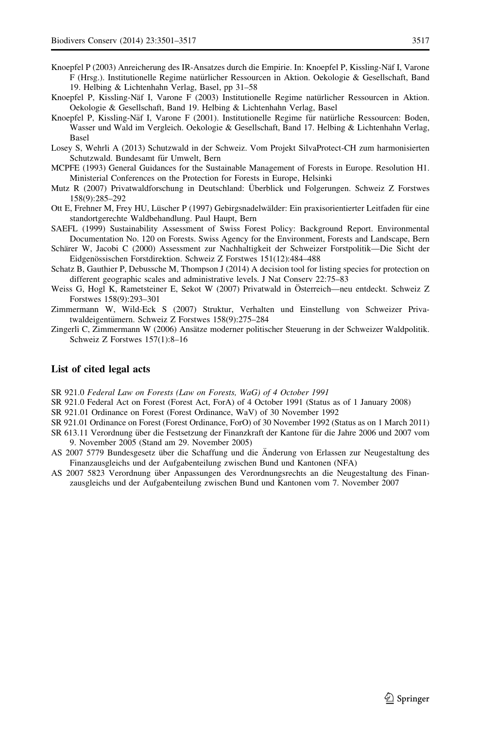Knoepfel P (2003) Anreicherung des IR-Ansatzes durch die Empirie. In: Knoepfel P, Kissling-Näf I, Varone F (Hrsg.). Institutionelle Regime natürlicher Ressourcen in Aktion. Oekologie & Gesellschaft, Band 19. Helbing & Lichtenhahn Verlag, Basel, pp 31–58

Knoepfel P, Kissling-Näf I, Varone F (2003) Institutionelle Regime natürlicher Ressourcen in Aktion. Oekologie & Gesellschaft, Band 19. Helbing & Lichtenhahn Verlag, Basel

Knoepfel P, Kissling-Näf I, Varone F (2001). Institutionelle Regime für natürliche Ressourcen: Boden, Wasser und Wald im Vergleich. Oekologie & Gesellschaft, Band 17. Helbing & Lichtenhahn Verlag, Basel

Losey S, Wehrli A (2013) Schutzwald in der Schweiz. Vom Projekt SilvaProtect-CH zum harmonisierten Schutzwald. Bundesamt für Umwelt, Bern

MCPFE (1993) General Guidances for the Sustainable Management of Forests in Europe. Resolution H1. Ministerial Conferences on the Protection for Forests in Europe, Helsinki

Mutz R (2007) Privatwaldforschung in Deutschland: Überblick und Folgerungen. Schweiz Z Forstwes 158(9):285–292

Ott E, Frehner M, Frey HU, Lüscher P (1997) Gebirgsnadelwälder: Ein praxisorientierter Leitfaden für eine standortgerechte Waldbehandlung. Paul Haupt, Bern

SAEFL (1999) Sustainability Assessment of Swiss Forest Policy: Background Report. Environmental Documentation No. 120 on Forests. Swiss Agency for the Environment, Forests and Landscape, Bern

Schärer W, Jacobi C (2000) Assessment zur Nachhaltigkeit der Schweizer Forstpolitik—Die Sicht der Eidgenössischen Forstdirektion. Schweiz Z Forstwes 151(12):484–488

Schatz B, Gauthier P, Debussche M, Thompson J (2014) A decision tool for listing species for protection on different geographic scales and administrative levels. J Nat Conserv 22:75–83

Weiss G, Hogl K, Rametsteiner E, Sekot W (2007) Privatwald in Österreich—neu entdeckt. Schweiz Z Forstwes 158(9):293–301

Zimmermann W, Wild-Eck S (2007) Struktur, Verhalten und Einstellung von Schweizer Privatwaldeigentümern. Schweiz Z Forstwes 158(9):275–284

Zingerli C, Zimmermann W (2006) Ansätze moderner politischer Steuerung in der Schweizer Waldpolitik. Schweiz Z Forstwes 157(1):8–16

## List of cited legal acts

SR 921.0 *Federal Law on Forests (Law on Forests, WaG) of 4 October 1991*

SR 921.0 Federal Act on Forest (Forest Act, ForA) of 4 October 1991 (Status as of 1 January 2008)

SR 921.01 Ordinance on Forest (Forest Ordinance, WaV) of 30 November 1992

SR 921.01 Ordinance on Forest (Forest Ordinance, ForO) of 30 November 1992 (Status as on 1 March 2011)

SR 613.11 Verordnung über die Festsetzung der Finanzkraft der Kantone für die Jahre 2006 und 2007 vom 9. November 2005 (Stand am 29. November 2005)

AS 2007 5779 Bundesgesetz über die Schaffung und die Änderung von Erlassen zur Neugestaltung des Finanzausgleichs und der Aufgabenteilung zwischen Bund und Kantonen (NFA)

AS 2007 5823 Verordnung über Anpassungen des Verordnungsrechts an die Neugestaltung des Finanzausgleichs und der Aufgabenteilung zwischen Bund und Kantonen vom 7. November 2007